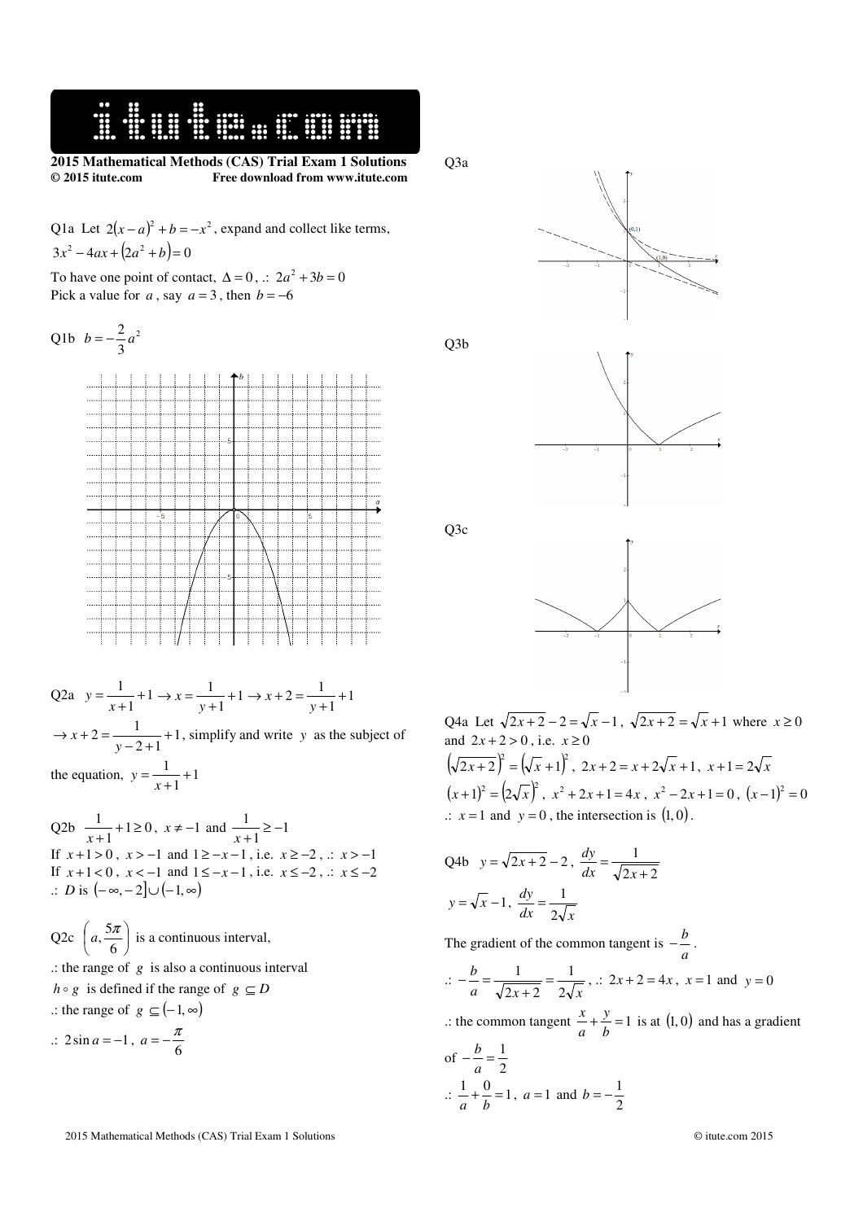**2015 Mathematical Methods (CAS) Trial Exam 1 Solutions**
**© 2015 itute.com** Free download from www.itute.com

Q1a Let $2(x-a)^2 + b = -x^2$, expand and collect like terms,
$3x^2 - 4ax + (2a^2 + b) = 0$

To have one point of contact, $\Delta = 0$, .: $2a^2 + 3b = 0$
Pick a value for $a$, say $a = 3$, then $b = -6$

Q1b $b = -\frac{2}{3}a^2$

Q2a $y = \frac{1}{x+1} + 1 \to x = \frac{1}{y+1} + 1 \to x + 2 = \frac{1}{y+1} + 1$

$\to x + 2 = \frac{1}{y-2+1} + 1$, simplify and write $y$ as the subject of the equation, $y = \frac{1}{x+1} + 1$

Q2b $\frac{1}{x+1} + 1 \geq 0$, $x \neq -1$ and $\frac{1}{x+1} \geq -1$
If $x+1 > 0$, $x > -1$ and $1 \geq -x-1$, i.e. $x \geq -2$, .: $x > -1$
If $x+1 < 0$, $x < -1$ and $1 \leq -x-1$, i.e. $x \leq -2$, .: $x \leq -2$
.: $D$ is $(-\infty, -2] \cup (-1, \infty)$

Q2c $\left(a, \frac{5\pi}{6}\right)$ is a continuous interval,
.: the range of $g$ is also a continuous interval
$h \circ g$ is defined if the range of $g \subseteq D$
.: the range of $g \subseteq (-1, \infty)$
.: $2\sin a = -1$, $a = -\frac{\pi}{6}$

Q3a

Q3b

Q3c

Q4a Let $\sqrt{2x+2} - 2 = \sqrt{x} - 1$, $\sqrt{2x+2} = \sqrt{x} + 1$ where $x \geq 0$ and $2x + 2 > 0$, i.e. $x \geq 0$
$\left(\sqrt{2x+2}\right)^2 = \left(\sqrt{x}+1\right)^2$, $2x + 2 = x + 2\sqrt{x} + 1$, $x + 1 = 2\sqrt{x}$
$(x+1)^2 = \left(2\sqrt{x}\right)^2$, $x^2 + 2x + 1 = 4x$, $x^2 - 2x + 1 = 0$, $(x-1)^2 = 0$
.: $x = 1$ and $y = 0$, the intersection is $(1, 0)$.

Q4b $y = \sqrt{2x+2} - 2$, $\frac{dy}{dx} = \frac{1}{\sqrt{2x+2}}$

$y = \sqrt{x} - 1$, $\frac{dy}{dx} = \frac{1}{2\sqrt{x}}$

The gradient of the common tangent is $-\frac{b}{a}$.

.: $-\frac{b}{a} = \frac{1}{\sqrt{2x+2}} = \frac{1}{2\sqrt{x}}$, .: $2x + 2 = 4x$, $x = 1$ and $y = 0$

.: the common tangent $\frac{x}{a} + \frac{y}{b} = 1$ is at $(1, 0)$ and has a gradient of $-\frac{b}{a} = \frac{1}{2}$

.: $\frac{1}{a} + \frac{0}{b} = 1$, $a = 1$ and $b = -\frac{1}{2}$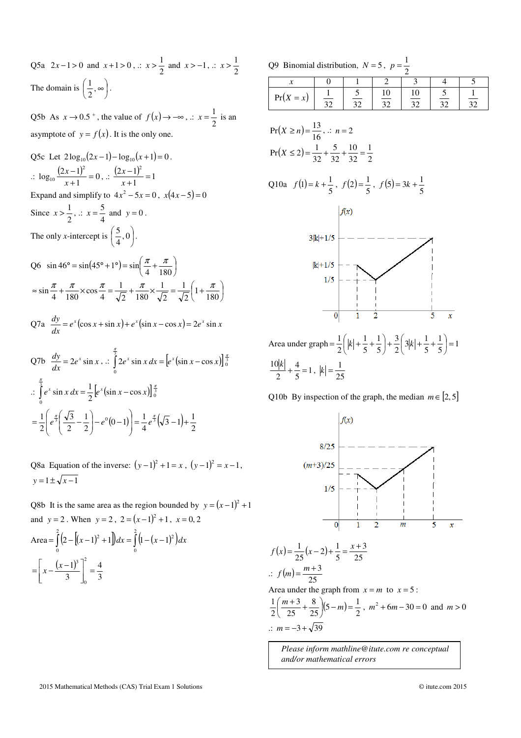Q5a $2x-1>0$ and $x+1>0$, $\therefore\ x>\frac{1}{2}$ and $x>-1$, $\therefore\ x>\frac{1}{2}$

The domain is $\left(\frac{1}{2},\infty\right)$.

Q5b As $x\to 0.5^+$, the value of $f(x)\to-\infty$, $\therefore\ x=\frac{1}{2}$ is an asymptote of $y=f(x)$. It is the only one.

Q5c Let $2\log_{10}(2x-1)-\log_{10}(x+1)=0$.

$\therefore\ \log_{10}\frac{(2x-1)^2}{x+1}=0$, $\therefore\ \frac{(2x-1)^2}{x+1}=1$

Expand and simplify to $4x^2-5x=0$, $x(4x-5)=0$

Since $x>\frac{1}{2}$, $\therefore\ x=\frac{5}{4}$ and $y=0$.

The only $x$-intercept is $\left(\frac{5}{4},0\right)$.

Q6 $\sin 46°=\sin(45°+1°)=\sin\left(\frac{\pi}{4}+\frac{\pi}{180}\right)$

$\approx \sin\frac{\pi}{4}+\frac{\pi}{180}\times\cos\frac{\pi}{4}=\frac{1}{\sqrt{2}}+\frac{\pi}{180}\times\frac{1}{\sqrt{2}}=\frac{1}{\sqrt{2}}\left(1+\frac{\pi}{180}\right)$

Q7a $\frac{dy}{dx}=e^x(\cos x+\sin x)+e^x(\sin x-\cos x)=2e^x\sin x$

Q7b $\frac{dy}{dx}=2e^x\sin x$, $\therefore\ \int_0^{\frac{\pi}{3}}2e^x\sin x\,dx=\left[e^x(\sin x-\cos x)\right]_0^{\frac{\pi}{3}}$

$\therefore\ \int_0^{\frac{\pi}{3}}e^x\sin x\,dx=\frac{1}{2}\left[e^x(\sin x-\cos x)\right]_0^{\frac{\pi}{3}}$

$=\frac{1}{2}\left(e^{\frac{\pi}{3}}\left(\frac{\sqrt{3}}{2}-\frac{1}{2}\right)-e^0(0-1)\right)=\frac{1}{4}e^{\frac{\pi}{3}}\left(\sqrt{3}-1\right)+\frac{1}{2}$

Q8a Equation of the inverse: $(y-1)^2+1=x$, $(y-1)^2=x-1$, $y=1\pm\sqrt{x-1}$

Q8b It is the same area as the region bounded by $y=(x-1)^2+1$ and $y=2$. When $y=2$, $2=(x-1)^2+1$, $x=0,2$

Area $=\int_0^2\left(2-\left[(x-1)^2+1\right]\right)dx=\int_0^2\left(1-(x-1)^2\right)dx$

$=\left[x-\frac{(x-1)^3}{3}\right]_0^2=\frac{4}{3}$

Q9 Binomial distribution, $N=5$, $p=\frac{1}{2}$

| $x$ | 0 | 1 | 2 | 3 | 4 | 5 |
|---|---|---|---|---|---|---|
| $\Pr(X=x)$ | $\frac{1}{32}$ | $\frac{5}{32}$ | $\frac{10}{32}$ | $\frac{10}{32}$ | $\frac{5}{32}$ | $\frac{1}{32}$ |

$\Pr(X\ge n)=\frac{13}{16}$, $\therefore\ n=2$

$\Pr(X\le 2)=\frac{1}{32}+\frac{5}{32}+\frac{10}{32}=\frac{1}{2}$

Q10a $f(1)=k+\frac{1}{5}$, $f(2)=\frac{1}{5}$, $f(5)=3k+\frac{1}{5}$

f(x)

3|k|+1/5

|k|+1/5

1/5

0 1 2 5 x

Area under graph $=\frac{1}{2}\left(|k|+\frac{1}{5}+\frac{1}{5}\right)+\frac{3}{2}\left(3|k|+\frac{1}{5}+\frac{1}{5}\right)=1$

$\frac{10|k|}{2}+\frac{4}{5}=1$, $|k|=\frac{1}{25}$

Q10b By inspection of the graph, the median $m\in[2,5]$

f(x)

8/25

(m+3)/25

1/5

0 1 2 m 5 x

$f(x)=\frac{1}{25}(x-2)+\frac{1}{5}=\frac{x+3}{25}$

$\therefore\ f(m)=\frac{m+3}{25}$

Area under the graph from $x=m$ to $x=5$:

$\frac{1}{2}\left(\frac{m+3}{25}+\frac{8}{25}\right)(5-m)=\frac{1}{2}$, $m^2+6m-30=0$ and $m>0$

$\therefore\ m=-3+\sqrt{39}$

*Please inform mathline@itute.com re conceptual and/or mathematical errors*